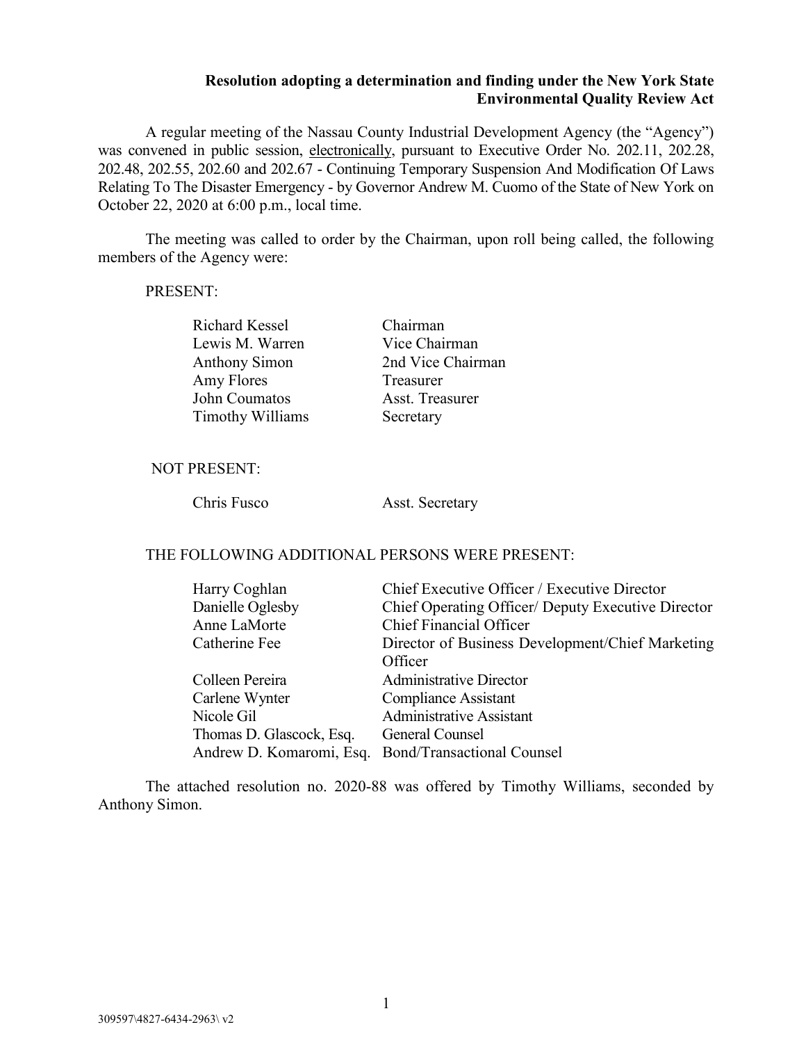**Resolution adopting a determination and finding under the New York State Environmental Quality Review Act**

A regular meeting of the Nassau County Industrial Development Agency (the "Agency") was convened in public session, electronically, pursuant to Executive Order No. 202.11, 202.28, 202.48, 202.55, 202.60 and 202.67 - Continuing Temporary Suspension And Modification Of Laws Relating To The Disaster Emergency - by Governor Andrew M. Cuomo of the State of New York on October 22, 2020 at 6:00 p.m., local time.

The meeting was called to order by the Chairman, upon roll being called, the following members of the Agency were:

PRESENT:

| | |
|---|---|
| Richard Kessel | Chairman |
| Lewis M. Warren | Vice Chairman |
| Anthony Simon | 2nd Vice Chairman |
| Amy Flores | Treasurer |
| John Coumatos | Asst. Treasurer |
| Timothy Williams | Secretary |

NOT PRESENT:

| | |
|---|---|
| Chris Fusco | Asst. Secretary |

THE FOLLOWING ADDITIONAL PERSONS WERE PRESENT:

| | |
|---|---|
| Harry Coghlan | Chief Executive Officer / Executive Director |
| Danielle Oglesby | Chief Operating Officer/ Deputy Executive Director |
| Anne LaMorte | Chief Financial Officer |
| Catherine Fee | Director of Business Development/Chief Marketing Officer |
| Colleen Pereira | Administrative Director |
| Carlene Wynter | Compliance Assistant |
| Nicole Gil | Administrative Assistant |
| Thomas D. Glascock, Esq. | General Counsel |
| Andrew D. Komaromi, Esq. | Bond/Transactional Counsel |

The attached resolution no. 2020-88 was offered by Timothy Williams, seconded by Anthony Simon.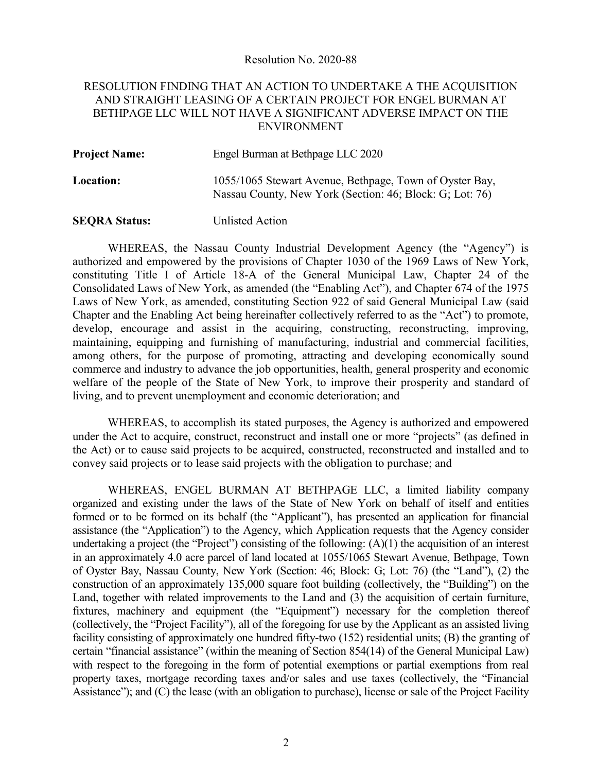Resolution No. 2020-88

RESOLUTION FINDING THAT AN ACTION TO UNDERTAKE A THE ACQUISITION AND STRAIGHT LEASING OF A CERTAIN PROJECT FOR ENGEL BURMAN AT BETHPAGE LLC WILL NOT HAVE A SIGNIFICANT ADVERSE IMPACT ON THE ENVIRONMENT

| | |
|---|---|
| **Project Name:** | Engel Burman at Bethpage LLC 2020 |
| **Location:** | 1055/1065 Stewart Avenue, Bethpage, Town of Oyster Bay, Nassau County, New York (Section: 46; Block: G; Lot: 76) |
| **SEQRA Status:** | Unlisted Action |

WHEREAS, the Nassau County Industrial Development Agency (the "Agency") is authorized and empowered by the provisions of Chapter 1030 of the 1969 Laws of New York, constituting Title I of Article 18-A of the General Municipal Law, Chapter 24 of the Consolidated Laws of New York, as amended (the "Enabling Act"), and Chapter 674 of the 1975 Laws of New York, as amended, constituting Section 922 of said General Municipal Law (said Chapter and the Enabling Act being hereinafter collectively referred to as the "Act") to promote, develop, encourage and assist in the acquiring, constructing, reconstructing, improving, maintaining, equipping and furnishing of manufacturing, industrial and commercial facilities, among others, for the purpose of promoting, attracting and developing economically sound commerce and industry to advance the job opportunities, health, general prosperity and economic welfare of the people of the State of New York, to improve their prosperity and standard of living, and to prevent unemployment and economic deterioration; and

WHEREAS, to accomplish its stated purposes, the Agency is authorized and empowered under the Act to acquire, construct, reconstruct and install one or more "projects" (as defined in the Act) or to cause said projects to be acquired, constructed, reconstructed and installed and to convey said projects or to lease said projects with the obligation to purchase; and

WHEREAS, ENGEL BURMAN AT BETHPAGE LLC, a limited liability company organized and existing under the laws of the State of New York on behalf of itself and entities formed or to be formed on its behalf (the "Applicant"), has presented an application for financial assistance (the "Application") to the Agency, which Application requests that the Agency consider undertaking a project (the "Project") consisting of the following: (A)(1) the acquisition of an interest in an approximately 4.0 acre parcel of land located at 1055/1065 Stewart Avenue, Bethpage, Town of Oyster Bay, Nassau County, New York (Section: 46; Block: G; Lot: 76) (the "Land"), (2) the construction of an approximately 135,000 square foot building (collectively, the "Building") on the Land, together with related improvements to the Land and (3) the acquisition of certain furniture, fixtures, machinery and equipment (the "Equipment") necessary for the completion thereof (collectively, the "Project Facility"), all of the foregoing for use by the Applicant as an assisted living facility consisting of approximately one hundred fifty-two (152) residential units; (B) the granting of certain "financial assistance" (within the meaning of Section 854(14) of the General Municipal Law) with respect to the foregoing in the form of potential exemptions or partial exemptions from real property taxes, mortgage recording taxes and/or sales and use taxes (collectively, the "Financial Assistance"); and (C) the lease (with an obligation to purchase), license or sale of the Project Facility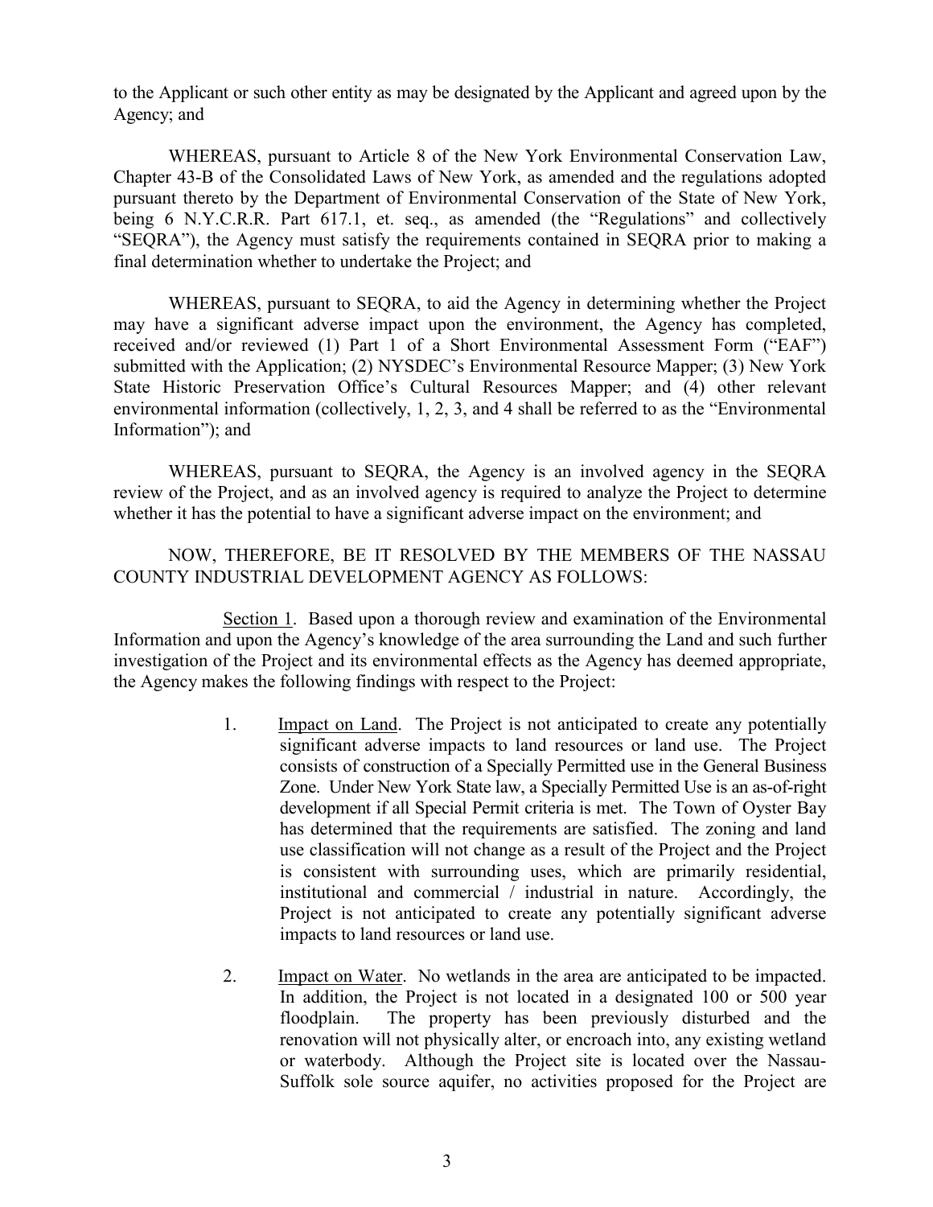to the Applicant or such other entity as may be designated by the Applicant and agreed upon by the Agency; and

WHEREAS, pursuant to Article 8 of the New York Environmental Conservation Law, Chapter 43-B of the Consolidated Laws of New York, as amended and the regulations adopted pursuant thereto by the Department of Environmental Conservation of the State of New York, being 6 N.Y.C.R.R. Part 617.1, et. seq., as amended (the "Regulations" and collectively "SEQRA"), the Agency must satisfy the requirements contained in SEQRA prior to making a final determination whether to undertake the Project; and

WHEREAS, pursuant to SEQRA, to aid the Agency in determining whether the Project may have a significant adverse impact upon the environment, the Agency has completed, received and/or reviewed (1) Part 1 of a Short Environmental Assessment Form ("EAF") submitted with the Application; (2) NYSDEC's Environmental Resource Mapper; (3) New York State Historic Preservation Office's Cultural Resources Mapper; and (4) other relevant environmental information (collectively, 1, 2, 3, and 4 shall be referred to as the "Environmental Information"); and

WHEREAS, pursuant to SEQRA, the Agency is an involved agency in the SEQRA review of the Project, and as an involved agency is required to analyze the Project to determine whether it has the potential to have a significant adverse impact on the environment; and

NOW, THEREFORE, BE IT RESOLVED BY THE MEMBERS OF THE NASSAU COUNTY INDUSTRIAL DEVELOPMENT AGENCY AS FOLLOWS:

Section 1. Based upon a thorough review and examination of the Environmental Information and upon the Agency's knowledge of the area surrounding the Land and such further investigation of the Project and its environmental effects as the Agency has deemed appropriate, the Agency makes the following findings with respect to the Project:

1. Impact on Land. The Project is not anticipated to create any potentially significant adverse impacts to land resources or land use. The Project consists of construction of a Specially Permitted use in the General Business Zone. Under New York State law, a Specially Permitted Use is an as-of-right development if all Special Permit criteria is met. The Town of Oyster Bay has determined that the requirements are satisfied. The zoning and land use classification will not change as a result of the Project and the Project is consistent with surrounding uses, which are primarily residential, institutional and commercial / industrial in nature. Accordingly, the Project is not anticipated to create any potentially significant adverse impacts to land resources or land use.

2. Impact on Water. No wetlands in the area are anticipated to be impacted. In addition, the Project is not located in a designated 100 or 500 year floodplain. The property has been previously disturbed and the renovation will not physically alter, or encroach into, any existing wetland or waterbody. Although the Project site is located over the Nassau-Suffolk sole source aquifer, no activities proposed for the Project are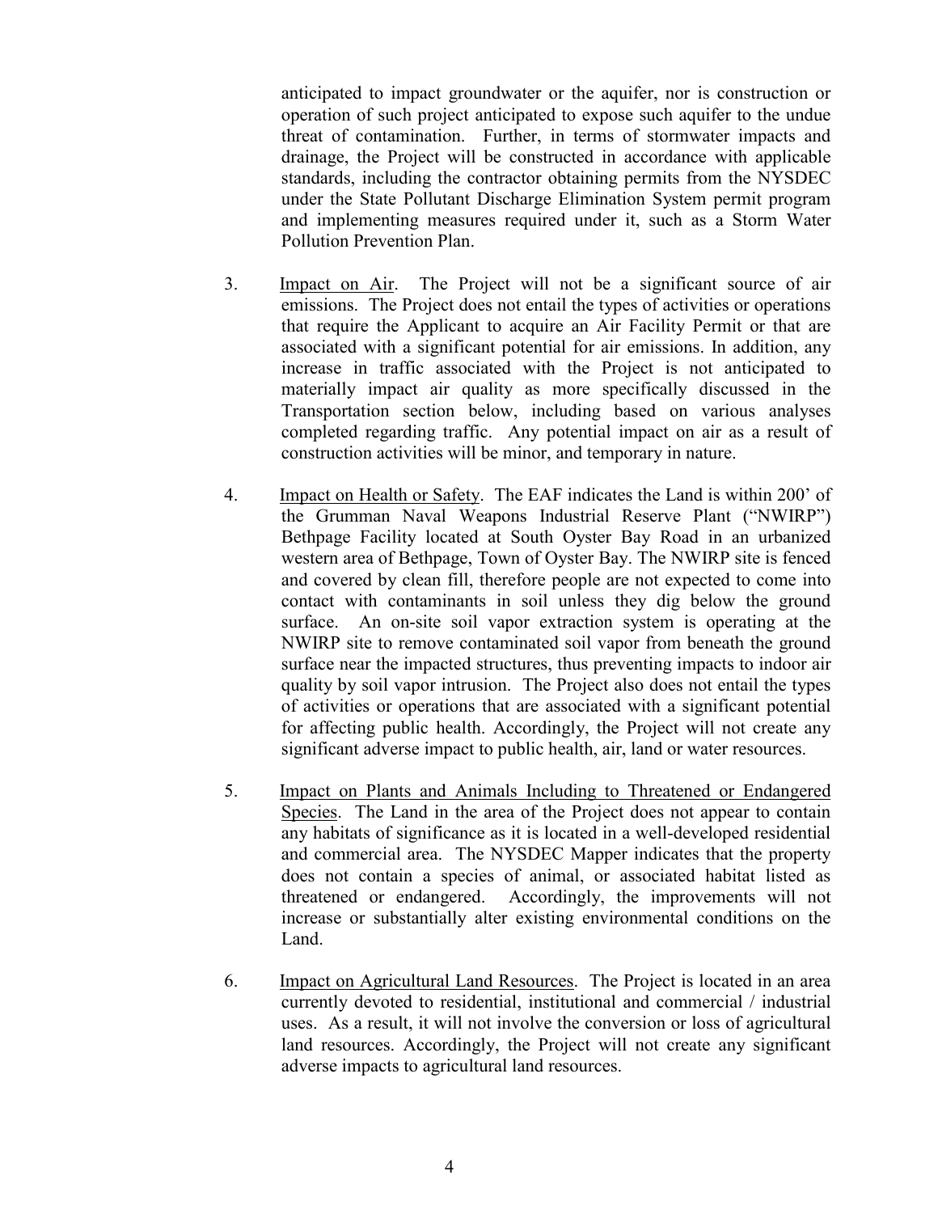anticipated to impact groundwater or the aquifer, nor is construction or operation of such project anticipated to expose such aquifer to the undue threat of contamination. Further, in terms of stormwater impacts and drainage, the Project will be constructed in accordance with applicable standards, including the contractor obtaining permits from the NYSDEC under the State Pollutant Discharge Elimination System permit program and implementing measures required under it, such as a Storm Water Pollution Prevention Plan.

3. Impact on Air. The Project will not be a significant source of air emissions. The Project does not entail the types of activities or operations that require the Applicant to acquire an Air Facility Permit or that are associated with a significant potential for air emissions. In addition, any increase in traffic associated with the Project is not anticipated to materially impact air quality as more specifically discussed in the Transportation section below, including based on various analyses completed regarding traffic. Any potential impact on air as a result of construction activities will be minor, and temporary in nature.

4. Impact on Health or Safety. The EAF indicates the Land is within 200' of the Grumman Naval Weapons Industrial Reserve Plant ("NWIRP") Bethpage Facility located at South Oyster Bay Road in an urbanized western area of Bethpage, Town of Oyster Bay. The NWIRP site is fenced and covered by clean fill, therefore people are not expected to come into contact with contaminants in soil unless they dig below the ground surface. An on-site soil vapor extraction system is operating at the NWIRP site to remove contaminated soil vapor from beneath the ground surface near the impacted structures, thus preventing impacts to indoor air quality by soil vapor intrusion. The Project also does not entail the types of activities or operations that are associated with a significant potential for affecting public health. Accordingly, the Project will not create any significant adverse impact to public health, air, land or water resources.

5. Impact on Plants and Animals Including to Threatened or Endangered Species. The Land in the area of the Project does not appear to contain any habitats of significance as it is located in a well-developed residential and commercial area. The NYSDEC Mapper indicates that the property does not contain a species of animal, or associated habitat listed as threatened or endangered. Accordingly, the improvements will not increase or substantially alter existing environmental conditions on the Land.

6. Impact on Agricultural Land Resources. The Project is located in an area currently devoted to residential, institutional and commercial / industrial uses. As a result, it will not involve the conversion or loss of agricultural land resources. Accordingly, the Project will not create any significant adverse impacts to agricultural land resources.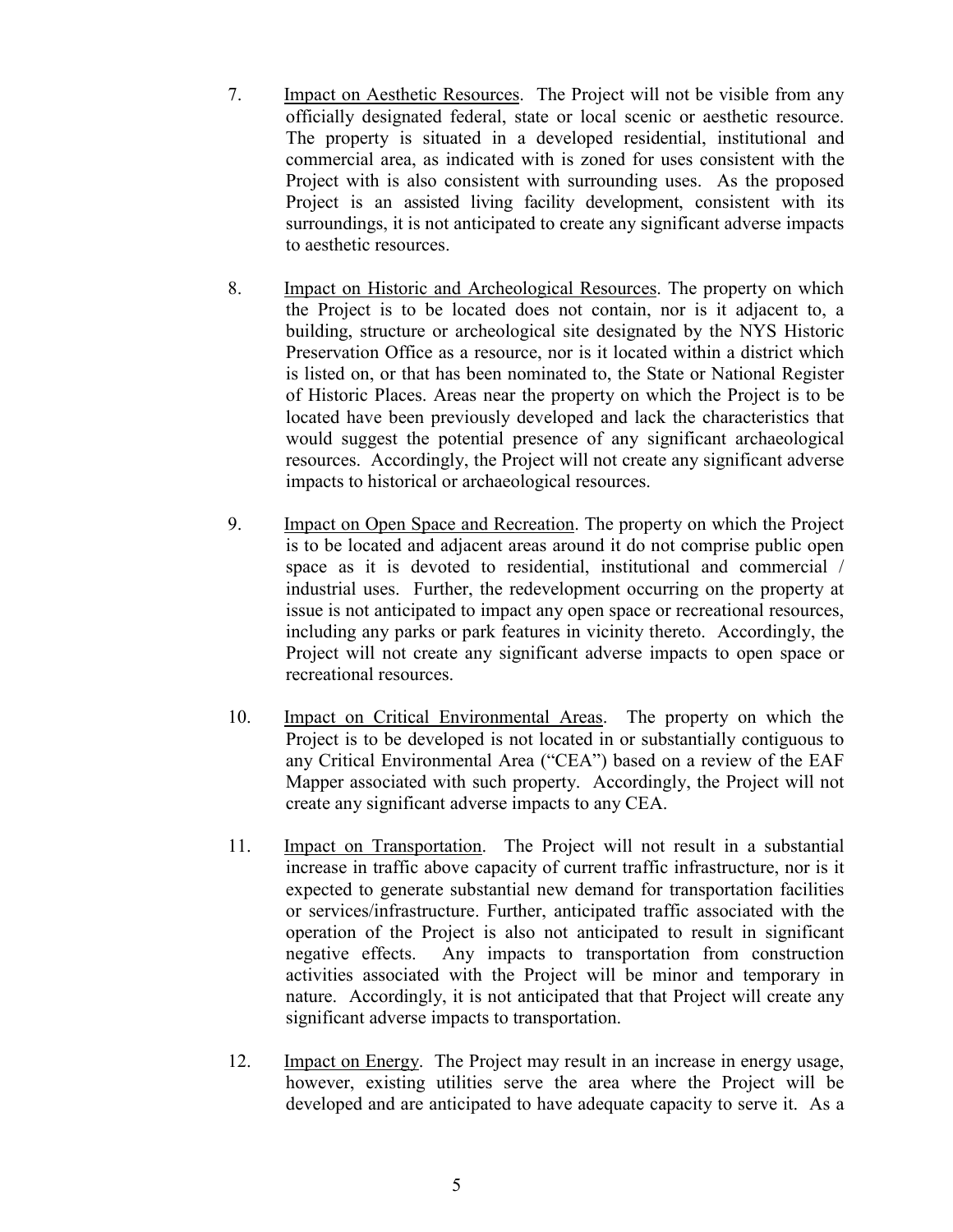7. <u>Impact on Aesthetic Resources</u>. The Project will not be visible from any officially designated federal, state or local scenic or aesthetic resource. The property is situated in a developed residential, institutional and commercial area, as indicated with is zoned for uses consistent with the Project with is also consistent with surrounding uses. As the proposed Project is an assisted living facility development, consistent with its surroundings, it is not anticipated to create any significant adverse impacts to aesthetic resources.

8. <u>Impact on Historic and Archeological Resources</u>. The property on which the Project is to be located does not contain, nor is it adjacent to, a building, structure or archeological site designated by the NYS Historic Preservation Office as a resource, nor is it located within a district which is listed on, or that has been nominated to, the State or National Register of Historic Places. Areas near the property on which the Project is to be located have been previously developed and lack the characteristics that would suggest the potential presence of any significant archaeological resources. Accordingly, the Project will not create any significant adverse impacts to historical or archaeological resources.

9. <u>Impact on Open Space and Recreation</u>. The property on which the Project is to be located and adjacent areas around it do not comprise public open space as it is devoted to residential, institutional and commercial / industrial uses. Further, the redevelopment occurring on the property at issue is not anticipated to impact any open space or recreational resources, including any parks or park features in vicinity thereto. Accordingly, the Project will not create any significant adverse impacts to open space or recreational resources.

10. <u>Impact on Critical Environmental Areas</u>. The property on which the Project is to be developed is not located in or substantially contiguous to any Critical Environmental Area ("CEA") based on a review of the EAF Mapper associated with such property. Accordingly, the Project will not create any significant adverse impacts to any CEA.

11. <u>Impact on Transportation</u>. The Project will not result in a substantial increase in traffic above capacity of current traffic infrastructure, nor is it expected to generate substantial new demand for transportation facilities or services/infrastructure. Further, anticipated traffic associated with the operation of the Project is also not anticipated to result in significant negative effects. Any impacts to transportation from construction activities associated with the Project will be minor and temporary in nature. Accordingly, it is not anticipated that that Project will create any significant adverse impacts to transportation.

12. <u>Impact on Energy</u>. The Project may result in an increase in energy usage, however, existing utilities serve the area where the Project will be developed and are anticipated to have adequate capacity to serve it. As a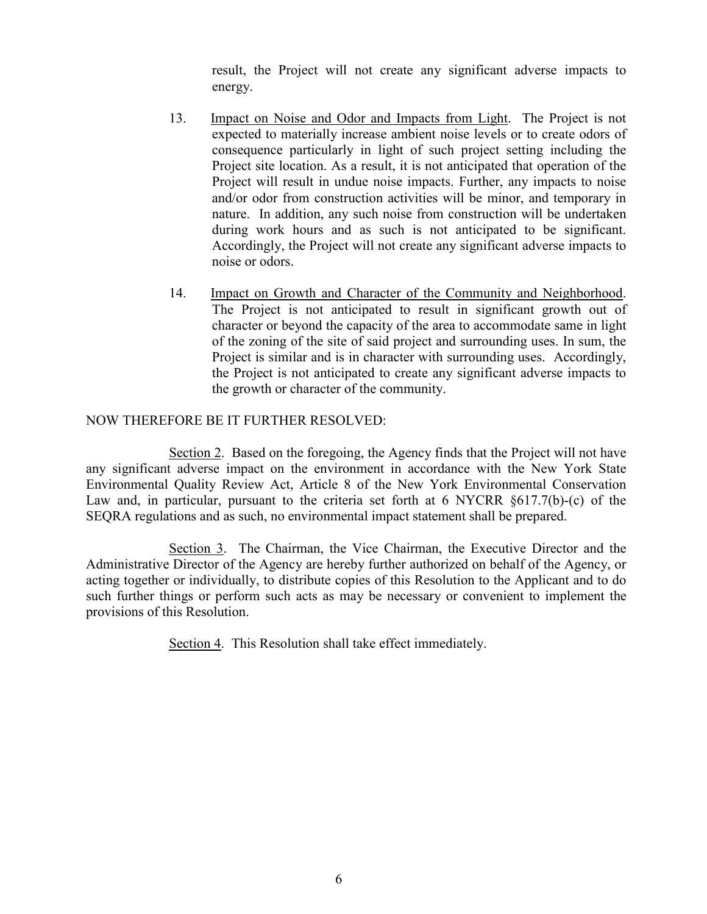result, the Project will not create any significant adverse impacts to energy.

13. Impact on Noise and Odor and Impacts from Light. The Project is not expected to materially increase ambient noise levels or to create odors of consequence particularly in light of such project setting including the Project site location. As a result, it is not anticipated that operation of the Project will result in undue noise impacts. Further, any impacts to noise and/or odor from construction activities will be minor, and temporary in nature. In addition, any such noise from construction will be undertaken during work hours and as such is not anticipated to be significant. Accordingly, the Project will not create any significant adverse impacts to noise or odors.

14. Impact on Growth and Character of the Community and Neighborhood. The Project is not anticipated to result in significant growth out of character or beyond the capacity of the area to accommodate same in light of the zoning of the site of said project and surrounding uses. In sum, the Project is similar and is in character with surrounding uses. Accordingly, the Project is not anticipated to create any significant adverse impacts to the growth or character of the community.

NOW THEREFORE BE IT FURTHER RESOLVED:

Section 2. Based on the foregoing, the Agency finds that the Project will not have any significant adverse impact on the environment in accordance with the New York State Environmental Quality Review Act, Article 8 of the New York Environmental Conservation Law and, in particular, pursuant to the criteria set forth at 6 NYCRR §617.7(b)-(c) of the SEQRA regulations and as such, no environmental impact statement shall be prepared.

Section 3. The Chairman, the Vice Chairman, the Executive Director and the Administrative Director of the Agency are hereby further authorized on behalf of the Agency, or acting together or individually, to distribute copies of this Resolution to the Applicant and to do such further things or perform such acts as may be necessary or convenient to implement the provisions of this Resolution.

Section 4. This Resolution shall take effect immediately.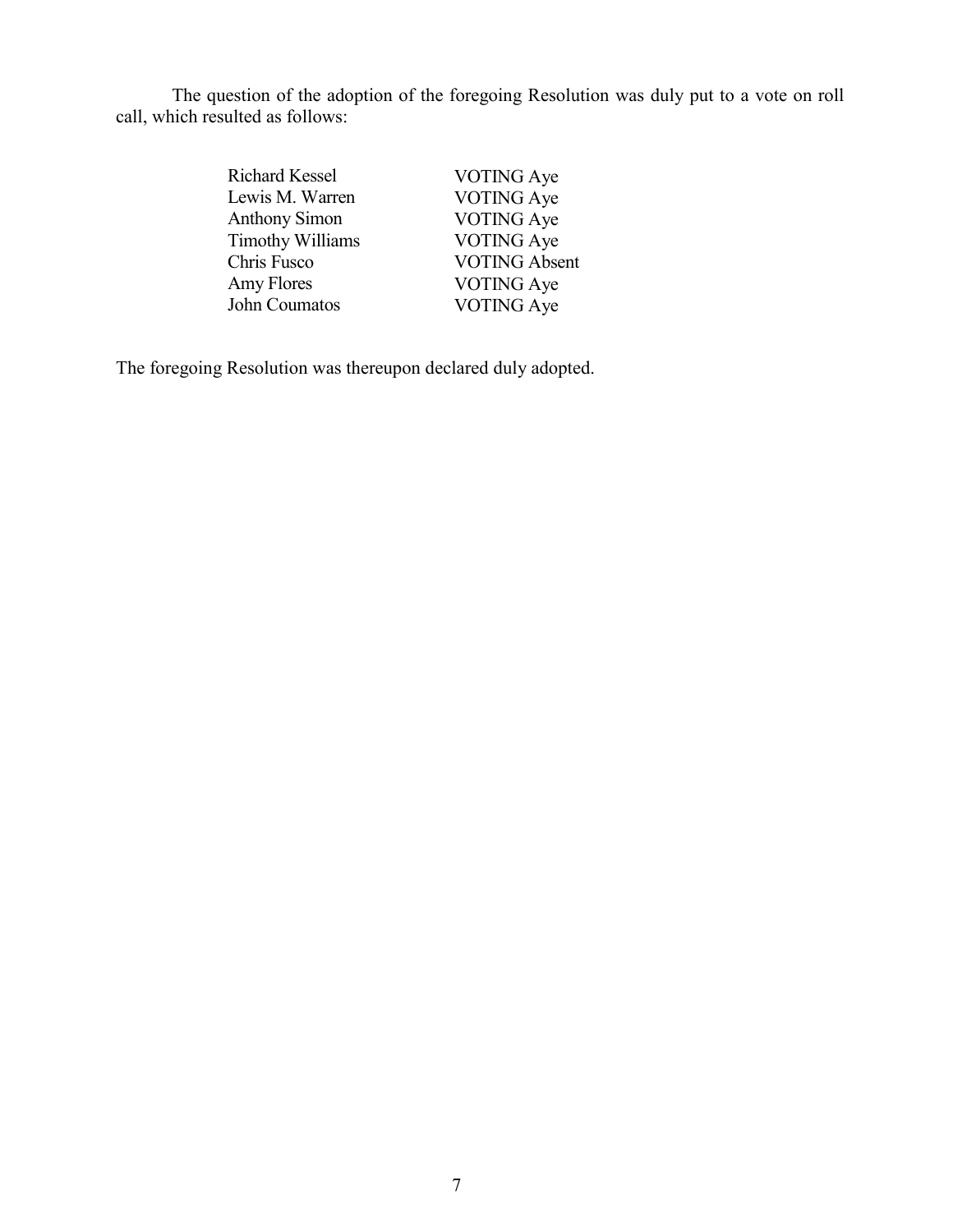The question of the adoption of the foregoing Resolution was duly put to a vote on roll call, which resulted as follows:

| | |
|---|---|
| Richard Kessel | VOTING Aye |
| Lewis M. Warren | VOTING Aye |
| Anthony Simon | VOTING Aye |
| Timothy Williams | VOTING Aye |
| Chris Fusco | VOTING Absent |
| Amy Flores | VOTING Aye |
| John Coumatos | VOTING Aye |

The foregoing Resolution was thereupon declared duly adopted.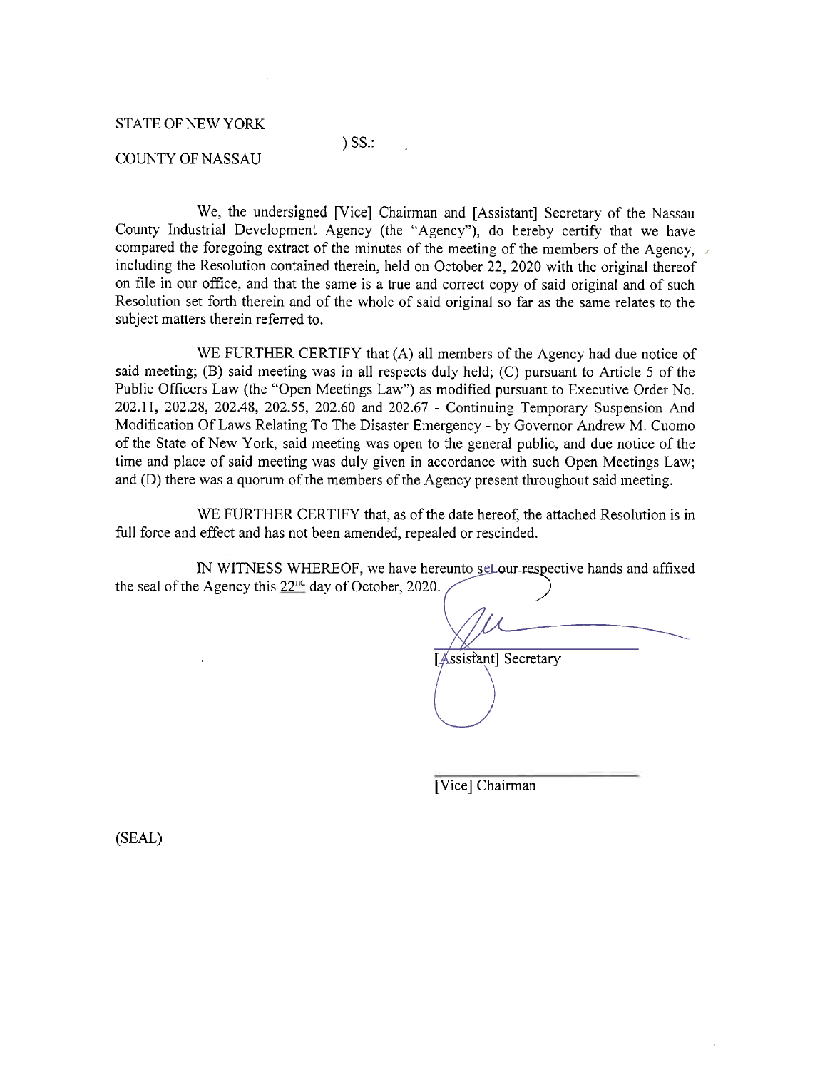STATE OF NEW YORK

) SS.:

COUNTY OF NASSAU

We, the undersigned [Vice] Chairman and [Assistant] Secretary of the Nassau County Industrial Development Agency (the "Agency"), do hereby certify that we have compared the foregoing extract of the minutes of the meeting of the members of the Agency, including the Resolution contained therein, held on October 22, 2020 with the original thereof on file in our office, and that the same is a true and correct copy of said original and of such Resolution set forth therein and of the whole of said original so far as the same relates to the subject matters therein referred to.

WE FURTHER CERTIFY that (A) all members of the Agency had due notice of said meeting; (B) said meeting was in all respects duly held; (C) pursuant to Article 5 of the Public Officers Law (the "Open Meetings Law") as modified pursuant to Executive Order No. 202.11, 202.28, 202.48, 202.55, 202.60 and 202.67 - Continuing Temporary Suspension And Modification Of Laws Relating To The Disaster Emergency - by Governor Andrew M. Cuomo of the State of New York, said meeting was open to the general public, and due notice of the time and place of said meeting was duly given in accordance with such Open Meetings Law; and (D) there was a quorum of the members of the Agency present throughout said meeting.

WE FURTHER CERTIFY that, as of the date hereof, the attached Resolution is in full force and effect and has not been amended, repealed or rescinded.

IN WITNESS WHEREOF, we have hereunto set our respective hands and affixed the seal of the Agency this 22nd day of October, 2020.

[Assistant] Secretary

[Vice] Chairman

(SEAL)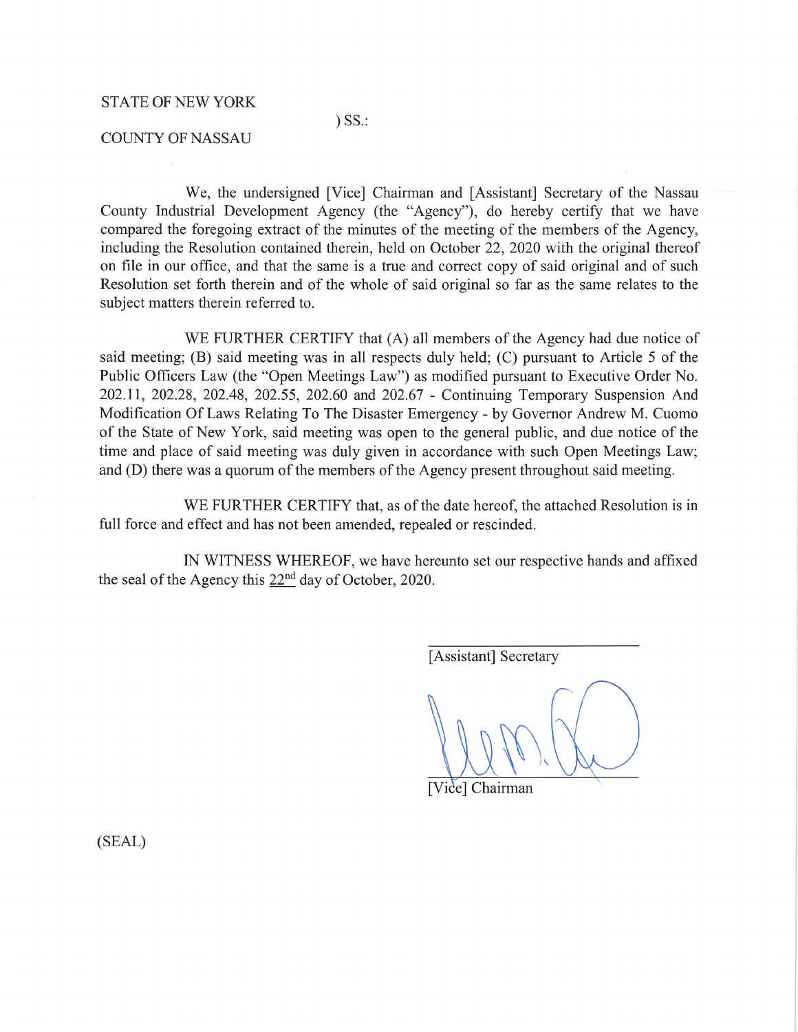STATE OF NEW YORK

) SS.:

COUNTY OF NASSAU

We, the undersigned [Vice] Chairman and [Assistant] Secretary of the Nassau County Industrial Development Agency (the "Agency"), do hereby certify that we have compared the foregoing extract of the minutes of the meeting of the members of the Agency, including the Resolution contained therein, held on October 22, 2020 with the original thereof on file in our office, and that the same is a true and correct copy of said original and of such Resolution set forth therein and of the whole of said original so far as the same relates to the subject matters therein referred to.

WE FURTHER CERTIFY that (A) all members of the Agency had due notice of said meeting; (B) said meeting was in all respects duly held; (C) pursuant to Article 5 of the Public Officers Law (the "Open Meetings Law") as modified pursuant to Executive Order No. 202.11, 202.28, 202.48, 202.55, 202.60 and 202.67 - Continuing Temporary Suspension And Modification Of Laws Relating To The Disaster Emergency - by Governor Andrew M. Cuomo of the State of New York, said meeting was open to the general public, and due notice of the time and place of said meeting was duly given in accordance with such Open Meetings Law; and (D) there was a quorum of the members of the Agency present throughout said meeting.

WE FURTHER CERTIFY that, as of the date hereof, the attached Resolution is in full force and effect and has not been amended, repealed or rescinded.

IN WITNESS WHEREOF, we have hereunto set our respective hands and affixed the seal of the Agency this 22nd day of October, 2020.

\_\_\_\_\_\_\_\_\_\_\_\_\_\_\_\_\_\_\_\_\_\_\_\_
[Assistant] Secretary

\_\_\_\_\_\_\_\_\_\_\_\_\_\_\_\_\_\_\_\_\_\_\_\_
[Vice] Chairman

(SEAL)